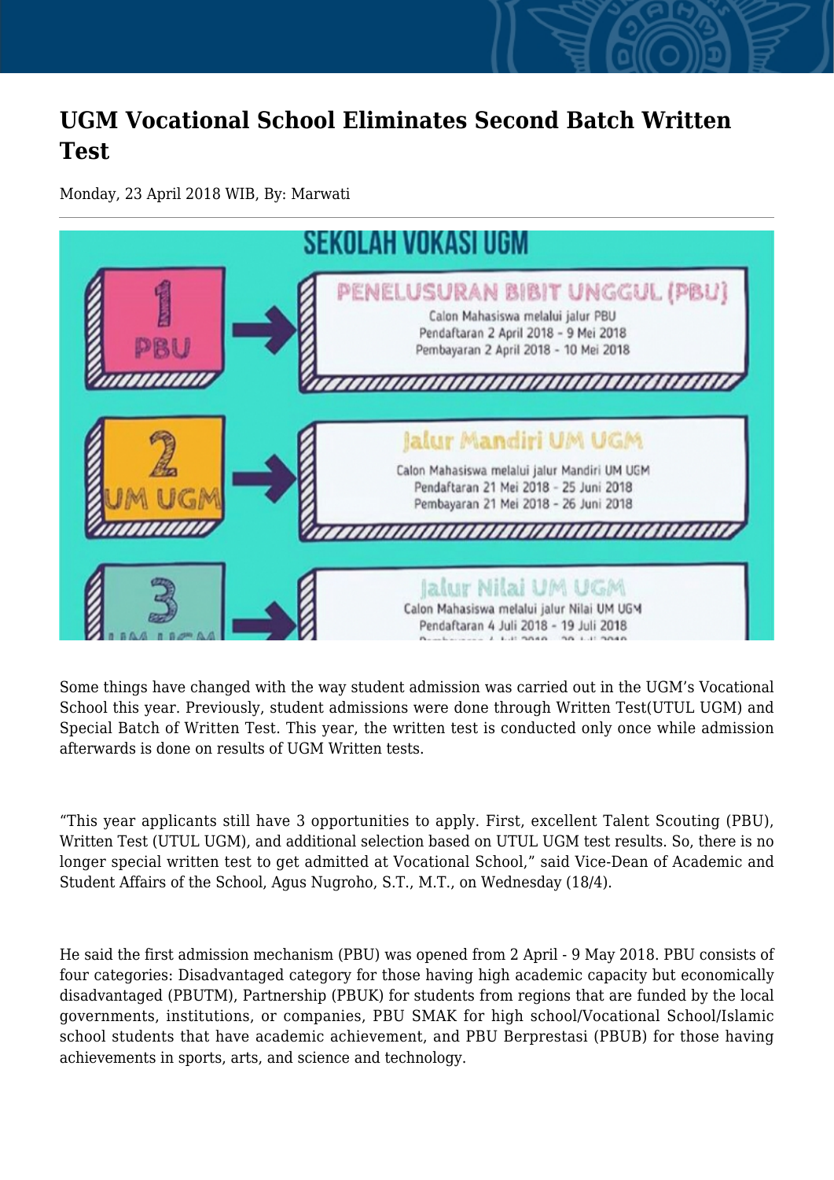# UGM Vocational School Eliminates Second Batch Written Test

Monday, 23 April 2018 WIB, By: Marwati

SEKOLAH VOKASI UGM

1 PBU → PENELUSURAN BIBIT UNGGUL (PBU)
Calon Mahasiswa melalui jalur PBU
Pendaftaran 2 April 2018 - 9 Mei 2018
Pembayaran 2 April 2018 - 10 Mei 2018

2 UM UGM → Jalur Mandiri UM UGM
Calon Mahasiswa melalui jalur Mandiri UM UGM
Pendaftaran 21 Mei 2018 - 25 Juni 2018
Pembayaran 21 Mei 2018 - 26 Juni 2018

3 → Jalur Nilai UM UGM
Calon Mahasiswa melalui jalur Nilai UM UGM
Pendaftaran 4 Juli 2018 - 19 Juli 2018

Some things have changed with the way student admission was carried out in the UGM's Vocational School this year. Previously, student admissions were done through Written Test(UTUL UGM) and Special Batch of Written Test. This year, the written test is conducted only once while admission afterwards is done on results of UGM Written tests.

"This year applicants still have 3 opportunities to apply. First, excellent Talent Scouting (PBU), Written Test (UTUL UGM), and additional selection based on UTUL UGM test results. So, there is no longer special written test to get admitted at Vocational School," said Vice-Dean of Academic and Student Affairs of the School, Agus Nugroho, S.T., M.T., on Wednesday (18/4).

He said the first admission mechanism (PBU) was opened from 2 April - 9 May 2018. PBU consists of four categories: Disadvantaged category for those having high academic capacity but economically disadvantaged (PBUTM), Partnership (PBUK) for students from regions that are funded by the local governments, institutions, or companies, PBU SMAK for high school/Vocational School/Islamic school students that have academic achievement, and PBU Berprestasi (PBUB) for those having achievements in sports, arts, and science and technology.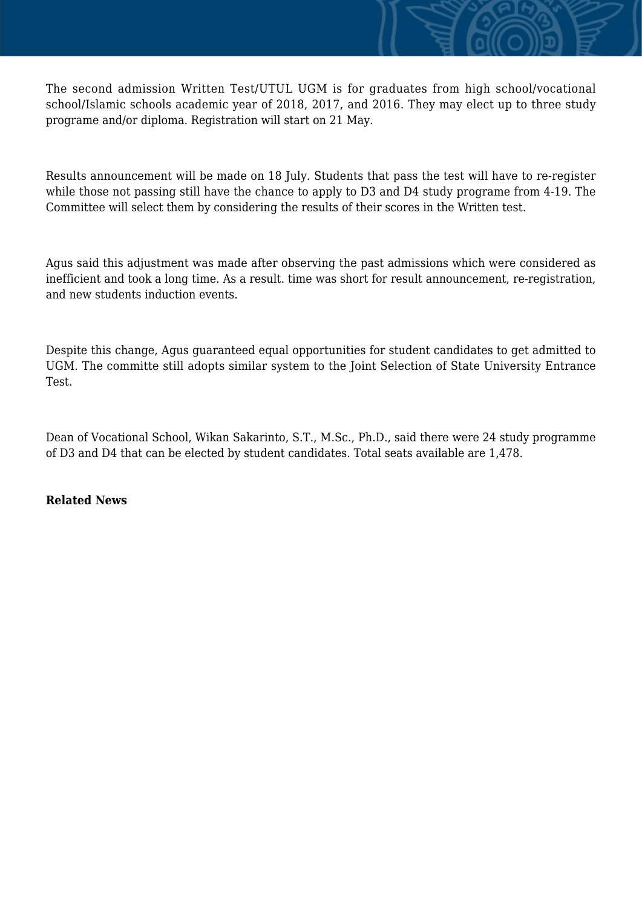The second admission Written Test/UTUL UGM is for graduates from high school/vocational school/Islamic schools academic year of 2018, 2017, and 2016. They may elect up to three study programe and/or diploma. Registration will start on 21 May.

Results announcement will be made on 18 July. Students that pass the test will have to re-register while those not passing still have the chance to apply to D3 and D4 study programe from 4-19. The Committee will select them by considering the results of their scores in the Written test.

Agus said this adjustment was made after observing the past admissions which were considered as inefficient and took a long time. As a result. time was short for result announcement, re-registration, and new students induction events.

Despite this change, Agus guaranteed equal opportunities for student candidates to get admitted to UGM. The committe still adopts similar system to the Joint Selection of State University Entrance Test.

Dean of Vocational School, Wikan Sakarinto, S.T., M.Sc., Ph.D., said there were 24 study programme of D3 and D4 that can be elected by student candidates. Total seats available are 1,478.

**Related News**